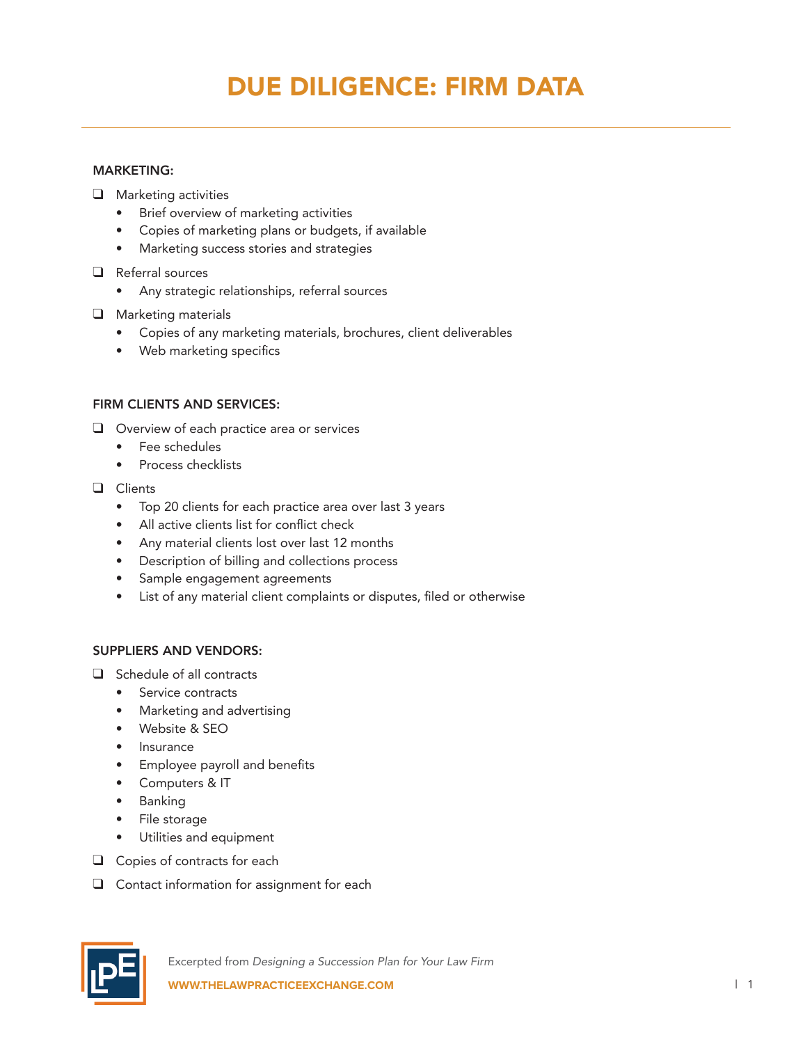# DUE DILIGENCE: FIRM DATA

## MARKETING:

- ❑ Marketing activities
  - Brief overview of marketing activities
  - Copies of marketing plans or budgets, if available
  - Marketing success stories and strategies
- ❑ Referral sources
  - Any strategic relationships, referral sources
- ❑ Marketing materials
  - Copies of any marketing materials, brochures, client deliverables
  - Web marketing specifics

## FIRM CLIENTS AND SERVICES:

- ❑ Overview of each practice area or services
  - Fee schedules
  - Process checklists
- ❑ Clients
  - Top 20 clients for each practice area over last 3 years
  - All active clients list for conflict check
  - Any material clients lost over last 12 months
  - Description of billing and collections process
  - Sample engagement agreements
  - List of any material client complaints or disputes, filed or otherwise

## SUPPLIERS AND VENDORS:

- ❑ Schedule of all contracts
  - Service contracts
  - Marketing and advertising
  - Website & SEO
  - Insurance
  - Employee payroll and benefits
  - Computers & IT
  - Banking
  - File storage
  - Utilities and equipment
- ❑ Copies of contracts for each
- ❑ Contact information for assignment for each

Excerpted from *Designing a Succession Plan for Your Law Firm*

**WWW.THELAWPRACTICEEXCHANGE.COM**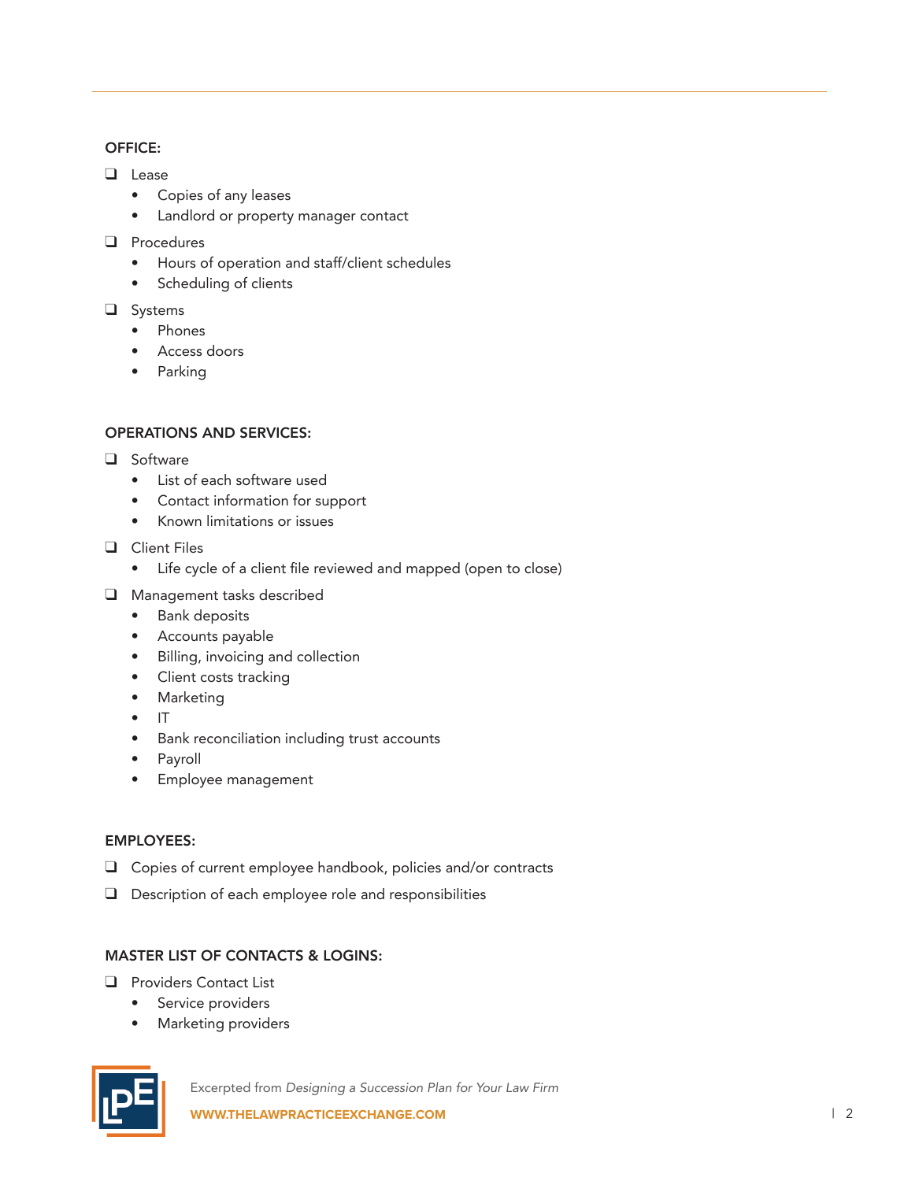## OFFICE:

- [ ] Lease
  - Copies of any leases
  - Landlord or property manager contact
- [ ] Procedures
  - Hours of operation and staff/client schedules
  - Scheduling of clients
- [ ] Systems
  - Phones
  - Access doors
  - Parking

## OPERATIONS AND SERVICES:

- [ ] Software
  - List of each software used
  - Contact information for support
  - Known limitations or issues
- [ ] Client Files
  - Life cycle of a client file reviewed and mapped (open to close)
- [ ] Management tasks described
  - Bank deposits
  - Accounts payable
  - Billing, invoicing and collection
  - Client costs tracking
  - Marketing
  - IT
  - Bank reconciliation including trust accounts
  - Payroll
  - Employee management

## EMPLOYEES:

- [ ] Copies of current employee handbook, policies and/or contracts
- [ ] Description of each employee role and responsibilities

## MASTER LIST OF CONTACTS & LOGINS:

- [ ] Providers Contact List
  - Service providers
  - Marketing providers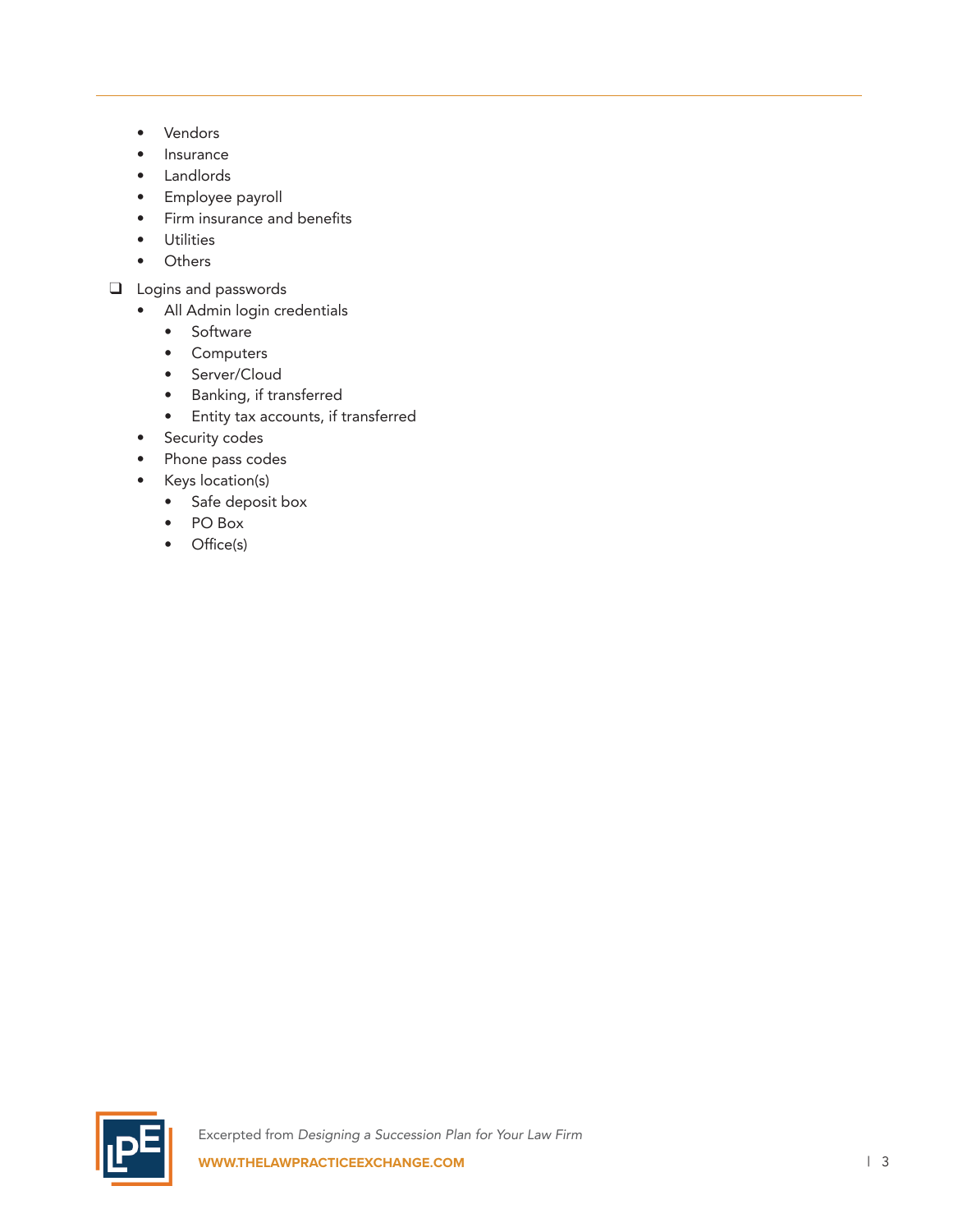- Vendors
- Insurance
- Landlords
- Employee payroll
- Firm insurance and benefits
- Utilities
- Others

- [ ] Logins and passwords
  - All Admin login credentials
    - Software
    - Computers
    - Server/Cloud
    - Banking, if transferred
    - Entity tax accounts, if transferred
  - Security codes
  - Phone pass codes
  - Keys location(s)
    - Safe deposit box
    - PO Box
    - Office(s)